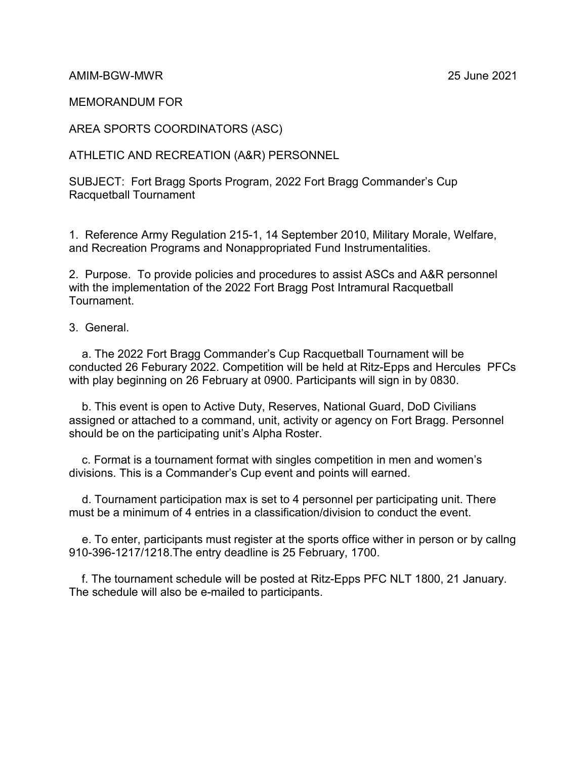AMIM-BGW-MWR 25 June 2021

MEMORANDUM FOR

AREA SPORTS COORDINATORS (ASC)

ATHLETIC AND RECREATION (A&R) PERSONNEL

SUBJECT: Fort Bragg Sports Program, 2022 Fort Bragg Commander's Cup Racquetball Tournament

1. Reference Army Regulation 215-1, 14 September 2010, Military Morale, Welfare, and Recreation Programs and Nonappropriated Fund Instrumentalities.

2. Purpose. To provide policies and procedures to assist ASCs and A&R personnel with the implementation of the 2022 Fort Bragg Post Intramural Racquetball Tournament.

3. General.

a. The 2022 Fort Bragg Commander's Cup Racquetball Tournament will be conducted 26 Feburary 2022. Competition will be held at Ritz-Epps and Hercules PFCs with play beginning on 26 February at 0900. Participants will sign in by 0830.

b. This event is open to Active Duty, Reserves, National Guard, DoD Civilians assigned or attached to a command, unit, activity or agency on Fort Bragg. Personnel should be on the participating unit's Alpha Roster.

c. Format is a tournament format with singles competition in men and women's divisions. This is a Commander's Cup event and points will earned.

d. Tournament participation max is set to 4 personnel per participating unit. There must be a minimum of 4 entries in a classification/division to conduct the event.

e. To enter, participants must register at the sports office wither in person or by callng 910-396-1217/1218.The entry deadline is 25 February, 1700.

f. The tournament schedule will be posted at Ritz-Epps PFC NLT 1800, 21 January. The schedule will also be e-mailed to participants.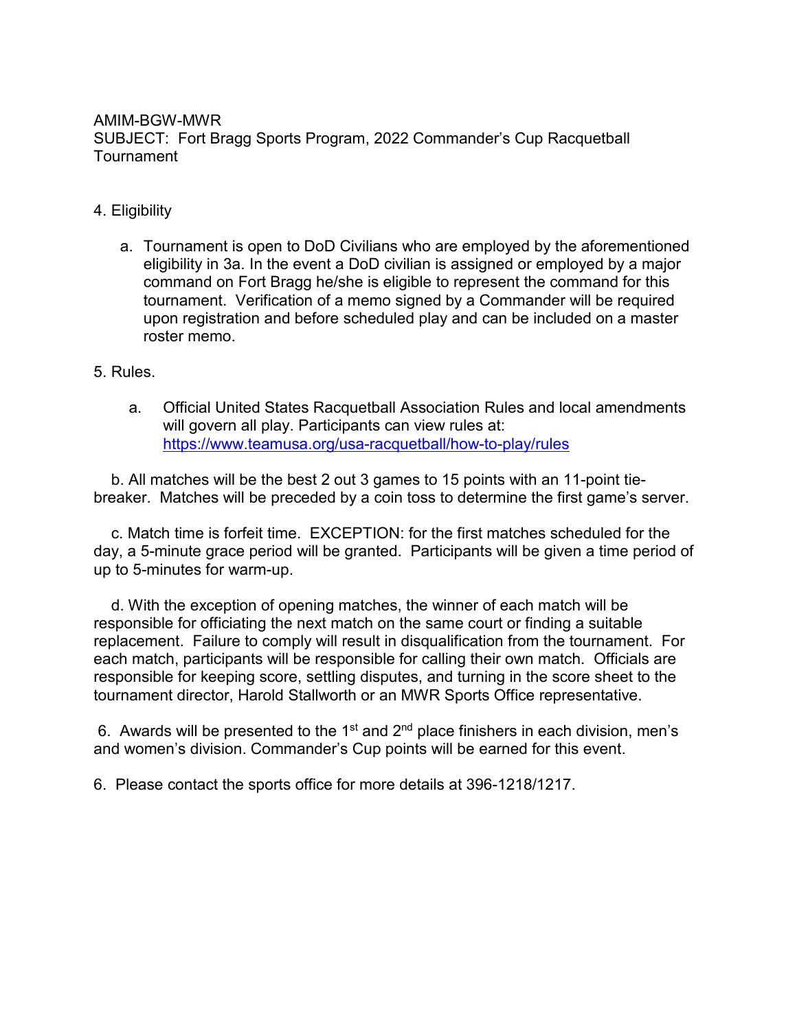AMIM-BGW-MWR
SUBJECT: Fort Bragg Sports Program, 2022 Commander's Cup Racquetball Tournament

4. Eligibility

   a. Tournament is open to DoD Civilians who are employed by the aforementioned eligibility in 3a. In the event a DoD civilian is assigned or employed by a major command on Fort Bragg he/she is eligible to represent the command for this tournament. Verification of a memo signed by a Commander will be required upon registration and before scheduled play and can be included on a master roster memo.

5. Rules.

   a. Official United States Racquetball Association Rules and local amendments will govern all play. Participants can view rules at: https://www.teamusa.org/usa-racquetball/how-to-play/rules

   b. All matches will be the best 2 out 3 games to 15 points with an 11-point tie-breaker. Matches will be preceded by a coin toss to determine the first game's server.

   c. Match time is forfeit time. EXCEPTION: for the first matches scheduled for the day, a 5-minute grace period will be granted. Participants will be given a time period of up to 5-minutes for warm-up.

   d. With the exception of opening matches, the winner of each match will be responsible for officiating the next match on the same court or finding a suitable replacement. Failure to comply will result in disqualification from the tournament. For each match, participants will be responsible for calling their own match. Officials are responsible for keeping score, settling disputes, and turning in the score sheet to the tournament director, Harold Stallworth or an MWR Sports Office representative.

6. Awards will be presented to the 1st and 2nd place finishers in each division, men's and women's division. Commander's Cup points will be earned for this event.

6. Please contact the sports office for more details at 396-1218/1217.